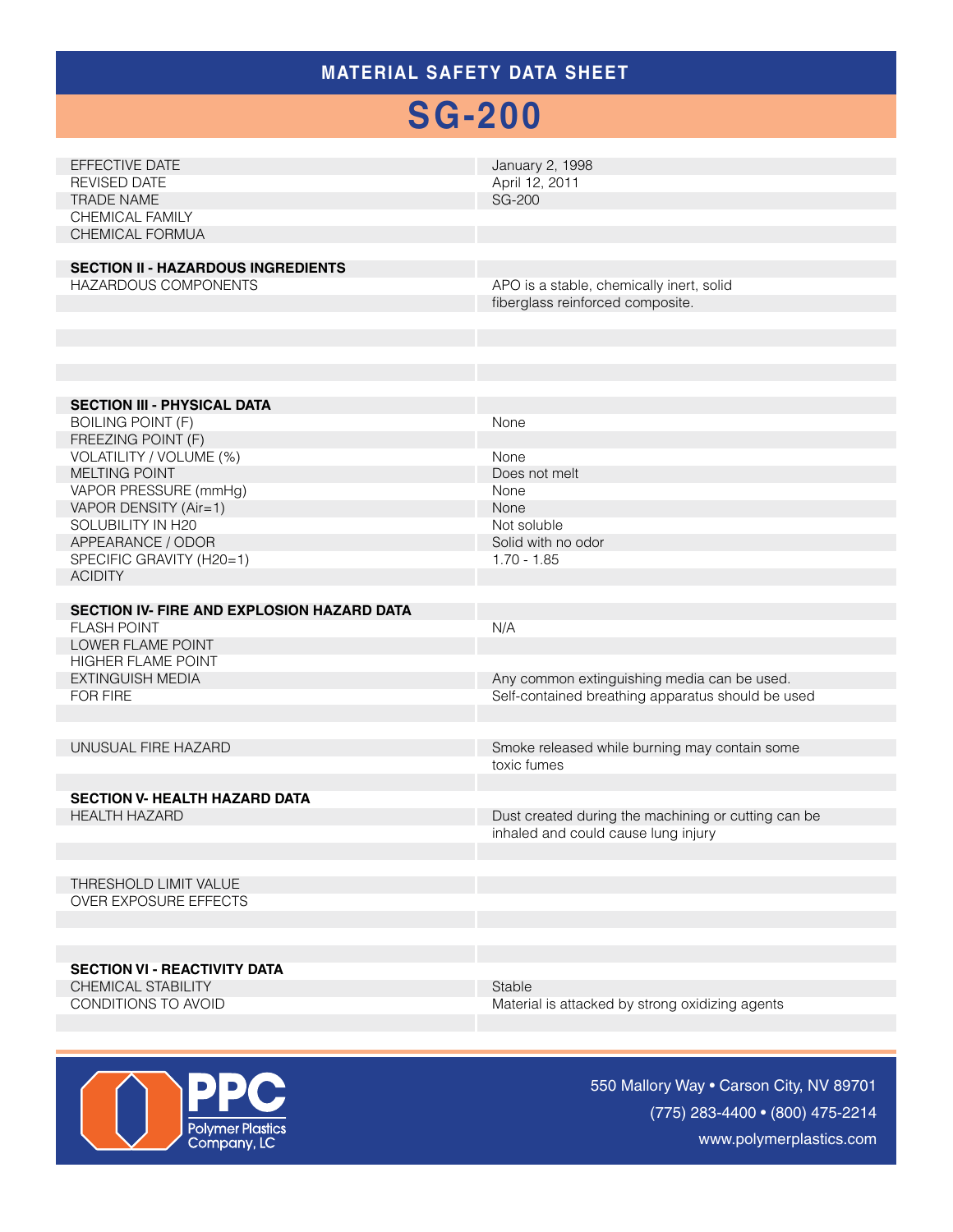# MATERIAL SAFETY DATA SHEET

# SG-200

| | |
|---|---|
| EFFECTIVE DATE | January 2, 1998 |
| REVISED DATE | April 12, 2011 |
| TRADE NAME | SG-200 |
| CHEMICAL FAMILY | |
| CHEMICAL FORMUA | |

| | |
|---|---|
| **SECTION II - HAZARDOUS INGREDIENTS** | |
| HAZARDOUS COMPONENTS | APO is a stable, chemically inert, solid fiberglass reinforced composite. |

| | |
|---|---|
| **SECTION III - PHYSICAL DATA** | |
| BOILING POINT (F) | None |
| FREEZING POINT (F) | |
| VOLATILITY / VOLUME (%) | None |
| MELTING POINT | Does not melt |
| VAPOR PRESSURE (mmHg) | None |
| VAPOR DENSITY (Air=1) | None |
| SOLUBILITY IN H20 | Not soluble |
| APPEARANCE / ODOR | Solid with no odor |
| SPECIFIC GRAVITY (H20=1) | 1.70 - 1.85 |
| ACIDITY | |

| | |
|---|---|
| **SECTION IV- FIRE AND EXPLOSION HAZARD DATA** | |
| FLASH POINT | N/A |
| LOWER FLAME POINT | |
| HIGHER FLAME POINT | |
| EXTINGUISH MEDIA | Any common extinguishing media can be used. |
| FOR FIRE | Self-contained breathing apparatus should be used |
| UNUSUAL FIRE HAZARD | Smoke released while burning may contain some toxic fumes |

| | |
|---|---|
| **SECTION V- HEALTH HAZARD DATA** | |
| HEALTH HAZARD | Dust created during the machining or cutting can be inhaled and could cause lung injury |
| THRESHOLD LIMIT VALUE | |
| OVER EXPOSURE EFFECTS | |

| | |
|---|---|
| **SECTION VI - REACTIVITY DATA** | |
| CHEMICAL STABILITY | Stable |
| CONDITIONS TO AVOID | Material is attacked by strong oxidizing agents |

PPC Polymer Plastics Company, LC

550 Mallory Way • Carson City, NV 89701
(775) 283-4400 • (800) 475-2214
www.polymerplastics.com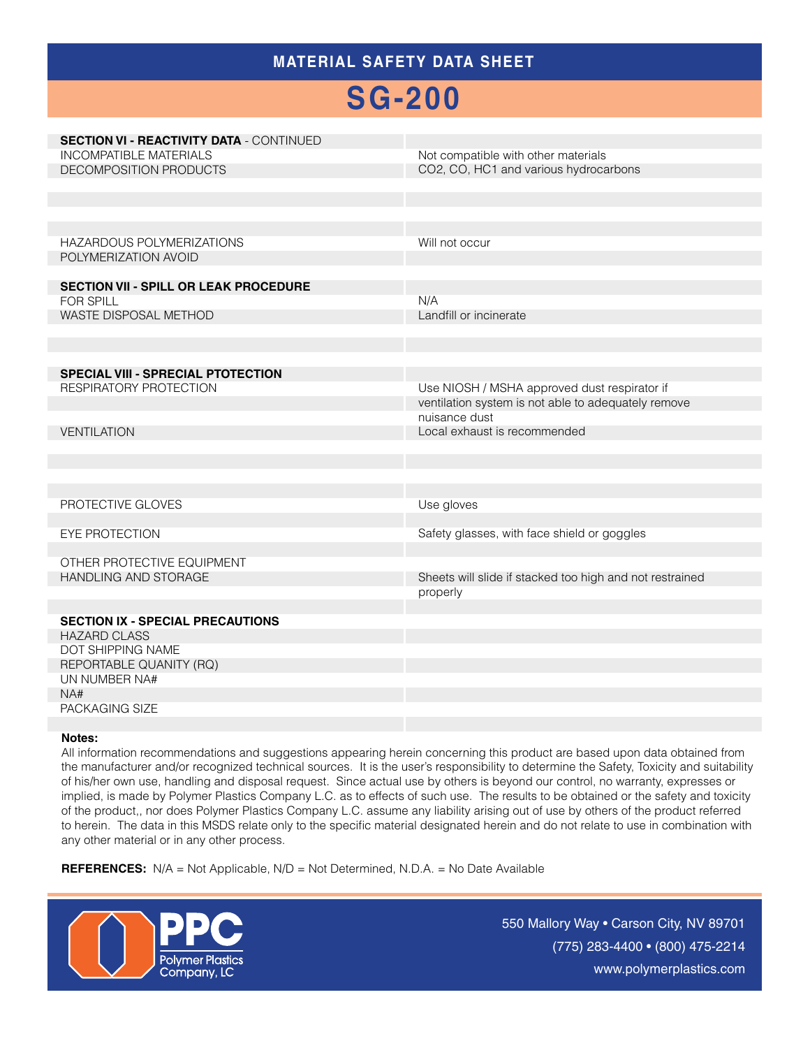# MATERIAL SAFETY DATA SHEET

# SG-200

| | |
|---|---|
| **SECTION VI - REACTIVITY DATA** - CONTINUED | |
| INCOMPATIBLE MATERIALS | Not compatible with other materials |
| DECOMPOSITION PRODUCTS | $CO_2$, CO, HC1 and various hydrocarbons |
| HAZARDOUS POLYMERIZATIONS | Will not occur |
| POLYMERIZATION AVOID | |
| **SECTION VII - SPILL OR LEAK PROCEDURE** | |
| FOR SPILL | N/A |
| WASTE DISPOSAL METHOD | Landfill or incinerate |
| **SPECIAL VIII - SPECIAL PTOTECTION** | |
| RESPIRATORY PROTECTION | Use NIOSH / MSHA approved dust respirator if ventilation system is not able to adequately remove nuisance dust |
| VENTILATION | Local exhaust is recommended |
| PROTECTIVE GLOVES | Use gloves |
| EYE PROTECTION | Safety glasses, with face shield or goggles |
| OTHER PROTECTIVE EQUIPMENT | |
| HANDLING AND STORAGE | Sheets will slide if stacked too high and not restrained properly |
| **SECTION IX - SPECIAL PRECAUTIONS** | |
| HAZARD CLASS | |
| DOT SHIPPING NAME | |
| REPORTABLE QUANITY (RQ) | |
| UN NUMBER NA# | |
| NA# | |
| PACKAGING SIZE | |

**Notes:**
All information recommendations and suggestions appearing herein concerning this product are based upon data obtained from the manufacturer and/or recognized technical sources. It is the user's responsibility to determine the Safety, Toxicity and suitability of his/her own use, handling and disposal request. Since actual use by others is beyond our control, no warranty, expresses or implied, is made by Polymer Plastics Company L.C. as to effects of such use. The results to be obtained or the safety and toxicity of the product,, nor does Polymer Plastics Company L.C. assume any liability arising out of use by others of the product referred to herein. The data in this MSDS relate only to the specific material designated herein and do not relate to use in combination with any other material or in any other process.

**REFERENCES:** N/A = Not Applicable, N/D = Not Determined, N.D.A. = No Date Available

PPC Polymer Plastics Company, LC

550 Mallory Way • Carson City, NV 89701
(775) 283-4400 • (800) 475-2214
www.polymerplastics.com